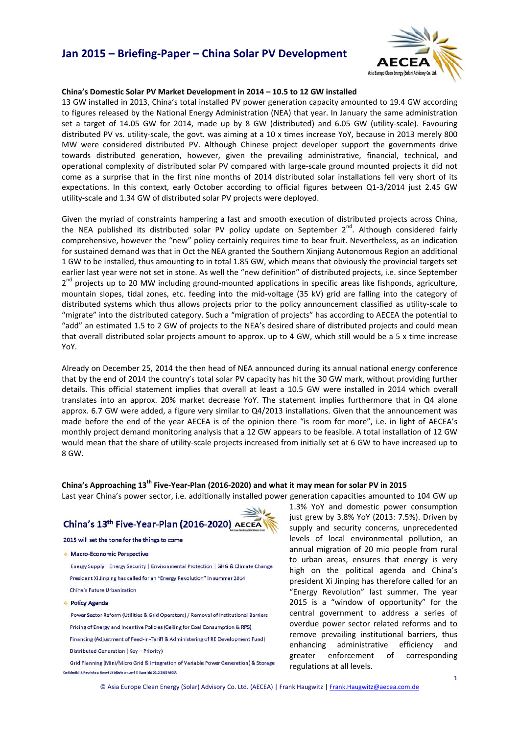# Jan 2015 – Briefing-Paper – China Solar PV Development

### China's Domestic Solar PV Market Development in 2014 – 10.5 to 12 GW installed

13 GW installed in 2013, China's total installed PV power generation capacity amounted to 19.4 GW according to figures released by the National Energy Administration (NEA) that year. In January the same administration set a target of 14.05 GW for 2014, made up by 8 GW (distributed) and 6.05 GW (utility-scale). Favouring distributed PV vs. utility-scale, the govt. was aiming at a 10 x times increase YoY, because in 2013 merely 800 MW were considered distributed PV. Although Chinese project developer support the governments drive towards distributed generation, however, given the prevailing administrative, financial, technical, and operational complexity of distributed solar PV compared with large-scale ground mounted projects it did not come as a surprise that in the first nine months of 2014 distributed solar installations fell very short of its expectations. In this context, early October according to official figures between Q1-3/2014 just 2.45 GW utility-scale and 1.34 GW of distributed solar PV projects were deployed.

Given the myriad of constraints hampering a fast and smooth execution of distributed projects across China, the NEA published its distributed solar PV policy update on September 2nd. Although considered fairly comprehensive, however the "new" policy certainly requires time to bear fruit. Nevertheless, as an indication for sustained demand was that in Oct the NEA granted the Southern Xinjiang Autonomous Region an additional 1 GW to be installed, thus amounting to in total 1.85 GW, which means that obviously the provincial targets set earlier last year were not set in stone. As well the "new definition" of distributed projects, i.e. since September 2nd projects up to 20 MW including ground-mounted applications in specific areas like fishponds, agriculture, mountain slopes, tidal zones, etc. feeding into the mid-voltage (35 kV) grid are falling into the category of distributed systems which thus allows projects prior to the policy announcement classified as utility-scale to "migrate" into the distributed category. Such a "migration of projects" has according to AECEA the potential to "add" an estimated 1.5 to 2 GW of projects to the NEA's desired share of distributed projects and could mean that overall distributed solar projects amount to approx. up to 4 GW, which still would be a 5 x time increase YoY.

Already on December 25, 2014 the then head of NEA announced during its annual national energy conference that by the end of 2014 the country's total solar PV capacity has hit the 30 GW mark, without providing further details. This official statement implies that overall at least a 10.5 GW were installed in 2014 which overall translates into an approx. 20% market decrease YoY. The statement implies furthermore that in Q4 alone approx. 6.7 GW were added, a figure very similar to Q4/2013 installations. Given that the announcement was made before the end of the year AECEA is of the opinion there "is room for more", i.e. in light of AECEA's monthly project demand monitoring analysis that a 12 GW appears to be feasible. A total installation of 12 GW would mean that the share of utility-scale projects increased from initially set at 6 GW to have increased up to 8 GW.

### China's Approaching 13th Five-Year-Plan (2016-2020) and what it may mean for solar PV in 2015

Last year China's power sector, i.e. additionally installed power generation capacities amounted to 104 GW up 1.3% YoY and domestic power consumption just grew by 3.8% YoY (2013: 7.5%). Driven by supply and security concerns, unprecedented levels of local environmental pollution, an annual migration of 20 mio people from rural to urban areas, ensures that energy is very high on the political agenda and China's president Xi Jinping has therefore called for an "Energy Revolution" last summer. The year 2015 is a "window of opportunity" for the central government to address a series of overdue power sector related reforms and to remove prevailing institutional barriers, thus enhancing administrative efficiency and greater enforcement of corresponding regulations at all levels.

**China's 13th Five-Year-Plan (2016-2020)**

2015 will set the tone for the things to come

- Macro-Economic Perspective
  - Energy Supply | Energy Security | Environmental Protection | GHG & Climate Change
  - President Xi Jinping has called for an "Energy Revolution" in summer 2014
  - China's Future Urbanization
- Policy Agenda
  - Power Sector Reform (Utilities & Grid Operators) / Removal of Institutional Barriers
  - Pricing of Energy and Incentive Policies (Ceiling for Coal Consumption & RPS)
  - Financing (Adjustment of Feed-in-Tariff & Administering of RE Development Fund)
  - Distributed Generation ( Key – Priority)
  - Grid Planning (Mini/Micro Grid & Integration of Variable Power Generation) & Storage

Confidential & Proprietary. Do not distribute or copy! © Copyright 2012-2015 AECEA

© Asia Europe Clean Energy (Solar) Advisory Co. Ltd. (AECEA) | Frank Haugwitz | Frank.Haugwitz@aecea.com.de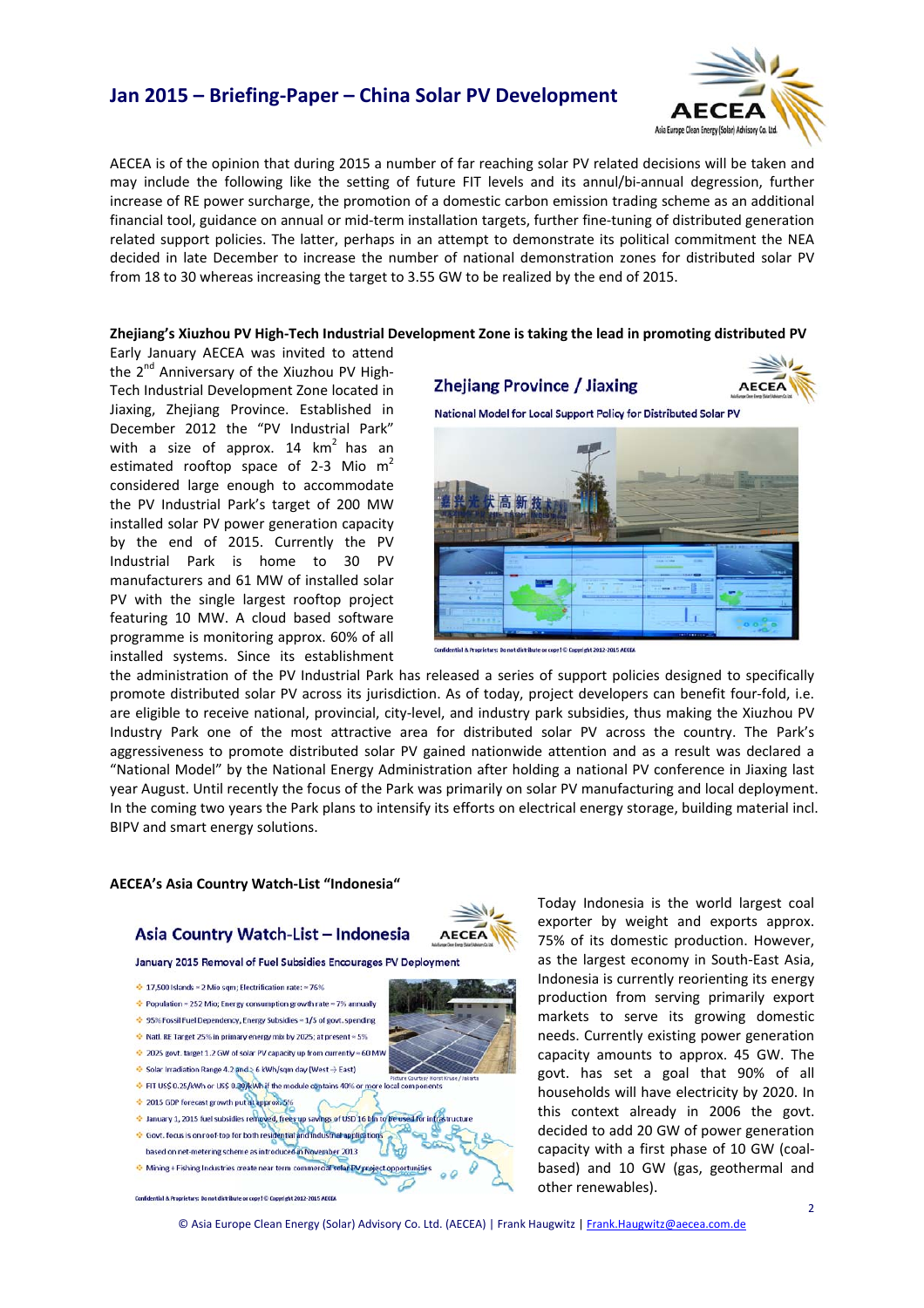AECEA is of the opinion that during 2015 a number of far reaching solar PV related decisions will be taken and may include the following like the setting of future FIT levels and its annul/bi-annual degression, further increase of RE power surcharge, the promotion of a domestic carbon emission trading scheme as an additional financial tool, guidance on annual or mid-term installation targets, further fine-tuning of distributed generation related support policies. The latter, perhaps in an attempt to demonstrate its political commitment the NEA decided in late December to increase the number of national demonstration zones for distributed solar PV from 18 to 30 whereas increasing the target to 3.55 GW to be realized by the end of 2015.

**Zhejiang's Xiuzhou PV High-Tech Industrial Development Zone is taking the lead in promoting distributed PV**

Early January AECEA was invited to attend the 2nd Anniversary of the Xiuzhou PV High-Tech Industrial Development Zone located in Jiaxing, Zhejiang Province. Established in December 2012 the "PV Industrial Park" with a size of approx. 14 km² has an estimated rooftop space of 2-3 Mio m² considered large enough to accommodate the PV Industrial Park's target of 200 MW installed solar PV power generation capacity by the end of 2015. Currently the PV Industrial Park is home to 30 PV manufacturers and 61 MW of installed solar PV with the single largest rooftop project featuring 10 MW. A cloud based software programme is monitoring approx. 60% of all installed systems. Since its establishment the administration of the PV Industrial Park has released a series of support policies designed to specifically promote distributed solar PV across its jurisdiction. As of today, project developers can benefit four-fold, i.e. are eligible to receive national, provincial, city-level, and industry park subsidies, thus making the Xiuzhou PV Industry Park one of the most attractive area for distributed solar PV across the country. The Park's aggressiveness to promote distributed solar PV gained nationwide attention and as a result was declared a "National Model" by the National Energy Administration after holding a national PV conference in Jiaxing last year August. Until recently the focus of the Park was primarily on solar PV manufacturing and local deployment. In the coming two years the Park plans to intensify its efforts on electrical energy storage, building material incl. BIPV and smart energy solutions.

**AECEA's Asia Country Watch-List "Indonesia"**

Today Indonesia is the world largest coal exporter by weight and exports approx. 75% of its domestic production. However, as the largest economy in South-East Asia, Indonesia is currently reorienting its energy production from serving primarily export markets to serve its growing domestic needs. Currently existing power generation capacity amounts to approx. 45 GW. The govt. has set a goal that 90% of all households will have electricity by 2020. In this context already in 2006 the govt. decided to add 20 GW of power generation capacity with a first phase of 10 GW (coal-based) and 10 GW (gas, geothermal and other renewables).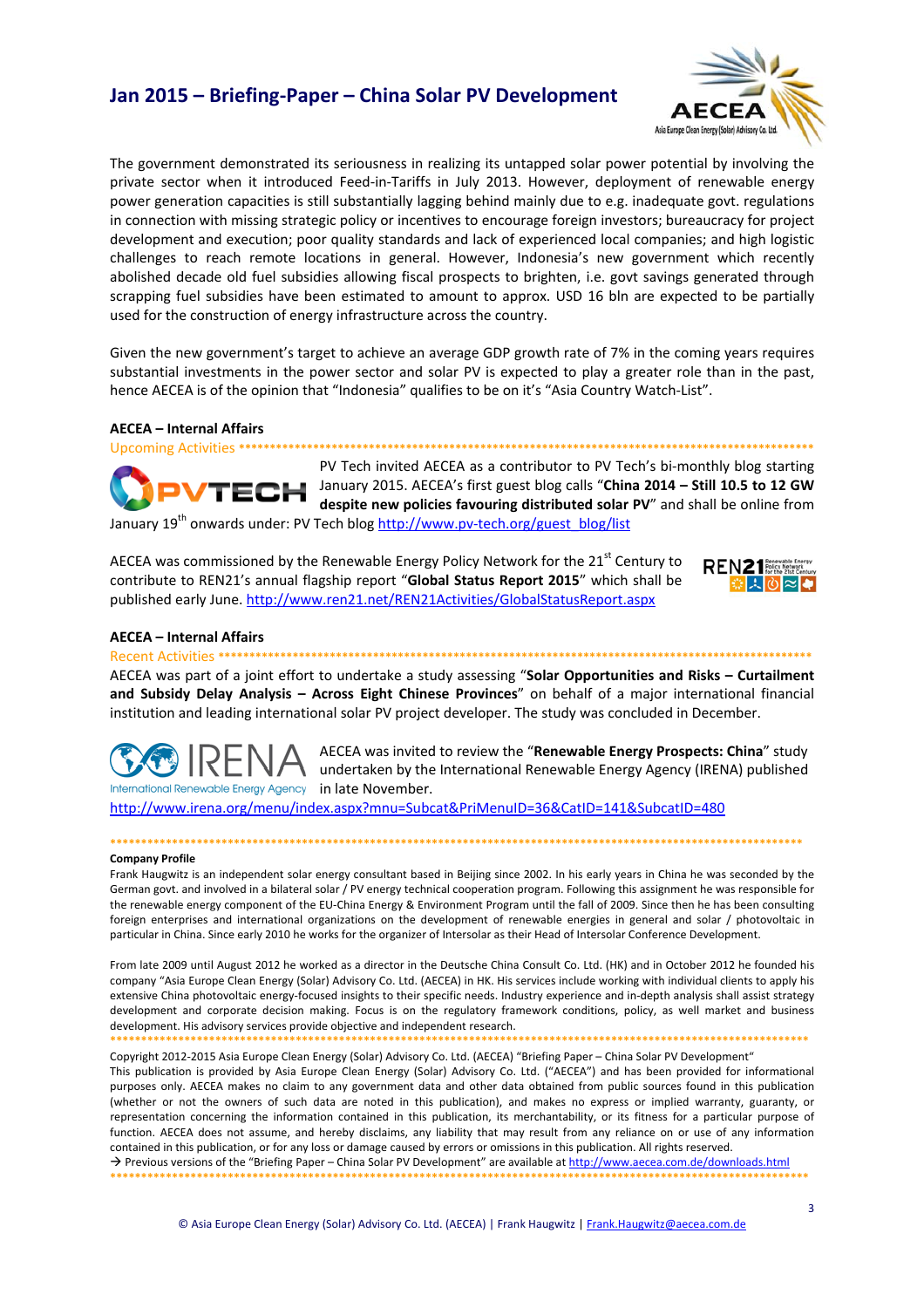The government demonstrated its seriousness in realizing its untapped solar power potential by involving the private sector when it introduced Feed-in-Tariffs in July 2013. However, deployment of renewable energy power generation capacities is still substantially lagging behind mainly due to e.g. inadequate govt. regulations in connection with missing strategic policy or incentives to encourage foreign investors; bureaucracy for project development and execution; poor quality standards and lack of experienced local companies; and high logistic challenges to reach remote locations in general. However, Indonesia's new government which recently abolished decade old fuel subsidies allowing fiscal prospects to brighten, i.e. govt savings generated through scrapping fuel subsidies have been estimated to amount to approx. USD 16 bln are expected to be partially used for the construction of energy infrastructure across the country.

Given the new government's target to achieve an average GDP growth rate of 7% in the coming years requires substantial investments in the power sector and solar PV is expected to play a greater role than in the past, hence AECEA is of the opinion that "Indonesia" qualifies to be on it's "Asia Country Watch-List".

**AECEA – Internal Affairs**

Upcoming Activities ******************************************************************************************

PV Tech invited AECEA as a contributor to PV Tech's bi-monthly blog starting January 2015. AECEA's first guest blog calls "**China 2014 – Still 10.5 to 12 GW despite new policies favouring distributed solar PV**" and shall be online from January 19th onwards under: PV Tech blog http://www.pv-tech.org/guest_blog/list

AECEA was commissioned by the Renewable Energy Policy Network for the 21st Century to contribute to REN21's annual flagship report "**Global Status Report 2015**" which shall be published early June. http://www.ren21.net/REN21Activities/GlobalStatusReport.aspx

**AECEA – Internal Affairs**

Recent Activities ******************************************************************************************

AECEA was part of a joint effort to undertake a study assessing "**Solar Opportunities and Risks – Curtailment and Subsidy Delay Analysis – Across Eight Chinese Provinces**" on behalf of a major international financial institution and leading international solar PV project developer. The study was concluded in December.

AECEA was invited to review the "**Renewable Energy Prospects: China**" study undertaken by the International Renewable Energy Agency (IRENA) published in late November.

http://www.irena.org/menu/index.aspx?mnu=Subcat&PriMenuID=36&CatID=141&SubcatID=480

******************************************************************************************

**Company Profile**

Frank Haugwitz is an independent solar energy consultant based in Beijing since 2002. In his early years in China he was seconded by the German govt. and involved in a bilateral solar / PV energy technical cooperation program. Following this assignment he was responsible for the renewable energy component of the EU-China Energy & Environment Program until the fall of 2009. Since then he has been consulting foreign enterprises and international organizations on the development of renewable energies in general and solar / photovoltaic in particular in China. Since early 2010 he works for the organizer of Intersolar as their Head of Intersolar Conference Development.

From late 2009 until August 2012 he worked as a director in the Deutsche China Consult Co. Ltd. (HK) and in October 2012 he founded his company "Asia Europe Clean Energy (Solar) Advisory Co. Ltd. (AECEA) in HK. His services include working with individual clients to apply his extensive China photovoltaic energy-focused insights to their specific needs. Industry experience and in-depth analysis shall assist strategy development and corporate decision making. Focus is on the regulatory framework conditions, policy, as well market and business development. His advisory services provide objective and independent research.

******************************************************************************************

Copyright 2012-2015 Asia Europe Clean Energy (Solar) Advisory Co. Ltd. (AECEA) "Briefing Paper – China Solar PV Development"
This publication is provided by Asia Europe Clean Energy (Solar) Advisory Co. Ltd. ("AECEA") and has been provided for informational purposes only. AECEA makes no claim to any government data and other data obtained from public sources found in this publication (whether or not the owners of such data are noted in this publication), and makes no express or implied warranty, guaranty, or representation concerning the information contained in this publication, its merchantability, or its fitness for a particular purpose of function. AECEA does not assume, and hereby disclaims, any liability that may result from any reliance on or use of any information contained in this publication, or for any loss or damage caused by errors or omissions in this publication. All rights reserved.
→ Previous versions of the "Briefing Paper – China Solar PV Development" are available at http://www.aecea.com.de/downloads.html

******************************************************************************************